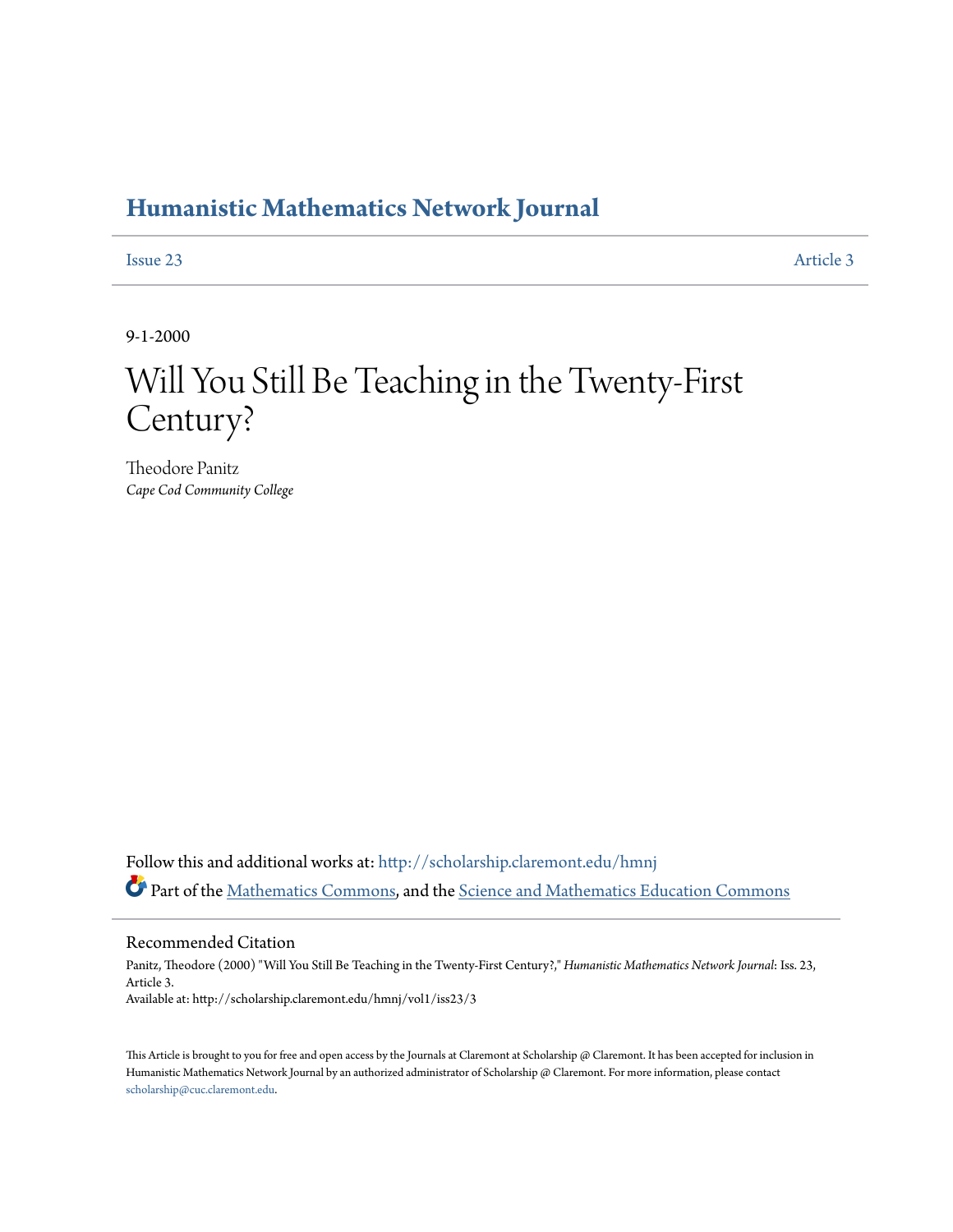# Humanistic Mathematics Network Journal

Issue 23 Article 3

9-1-2000

# Will You Still Be Teaching in the Twenty-First Century?

Theodore Panitz
*Cape Cod Community College*

Follow this and additional works at: http://scholarship.claremont.edu/hmnj

Part of the Mathematics Commons, and the Science and Mathematics Education Commons

## Recommended Citation

Panitz, Theodore (2000) "Will You Still Be Teaching in the Twenty-First Century?," *Humanistic Mathematics Network Journal*: Iss. 23, Article 3.
Available at: http://scholarship.claremont.edu/hmnj/vol1/iss23/3

This Article is brought to you for free and open access by the Journals at Claremont at Scholarship @ Claremont. It has been accepted for inclusion in Humanistic Mathematics Network Journal by an authorized administrator of Scholarship @ Claremont. For more information, please contact scholarship@cuc.claremont.edu.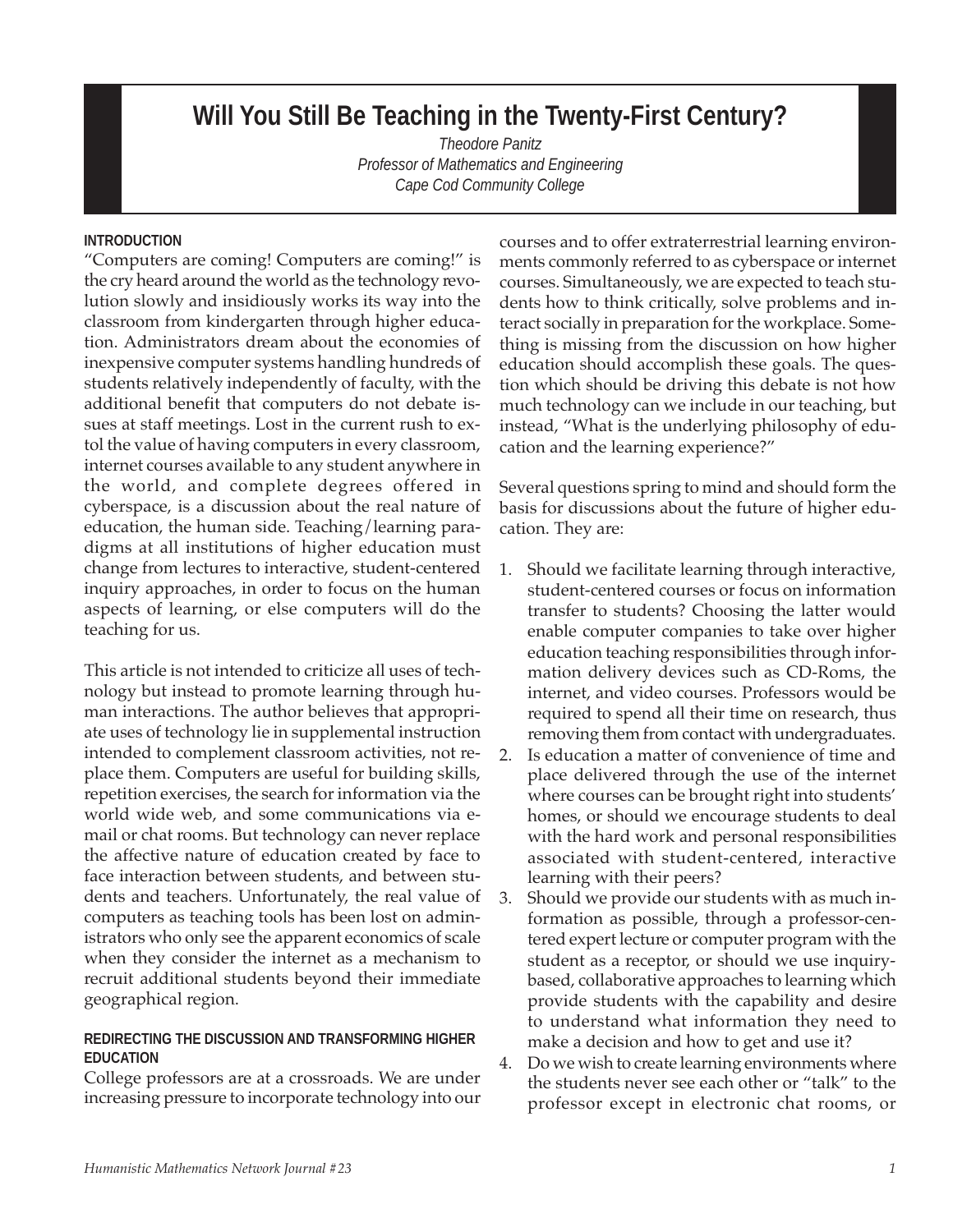# Will You Still Be Teaching in the Twenty-First Century?

*Theodore Panitz*
*Professor of Mathematics and Engineering*
*Cape Cod Community College*

## INTRODUCTION

"Computers are coming! Computers are coming!" is the cry heard around the world as the technology revolution slowly and insidiously works its way into the classroom from kindergarten through higher education. Administrators dream about the economies of inexpensive computer systems handling hundreds of students relatively independently of faculty, with the additional benefit that computers do not debate issues at staff meetings. Lost in the current rush to extol the value of having computers in every classroom, internet courses available to any student anywhere in the world, and complete degrees offered in cyberspace, is a discussion about the real nature of education, the human side. Teaching/learning paradigms at all institutions of higher education must change from lectures to interactive, student-centered inquiry approaches, in order to focus on the human aspects of learning, or else computers will do the teaching for us.

This article is not intended to criticize all uses of technology but instead to promote learning through human interactions. The author believes that appropriate uses of technology lie in supplemental instruction intended to complement classroom activities, not replace them. Computers are useful for building skills, repetition exercises, the search for information via the world wide web, and some communications via e-mail or chat rooms. But technology can never replace the affective nature of education created by face to face interaction between students, and between students and teachers. Unfortunately, the real value of computers as teaching tools has been lost on administrators who only see the apparent economics of scale when they consider the internet as a mechanism to recruit additional students beyond their immediate geographical region.

## REDIRECTING THE DISCUSSION AND TRANSFORMING HIGHER EDUCATION

College professors are at a crossroads. We are under increasing pressure to incorporate technology into our courses and to offer extraterrestrial learning environments commonly referred to as cyberspace or internet courses. Simultaneously, we are expected to teach students how to think critically, solve problems and interact socially in preparation for the workplace. Something is missing from the discussion on how higher education should accomplish these goals. The question which should be driving this debate is not how much technology can we include in our teaching, but instead, "What is the underlying philosophy of education and the learning experience?"

Several questions spring to mind and should form the basis for discussions about the future of higher education. They are:

1. Should we facilitate learning through interactive, student-centered courses or focus on information transfer to students? Choosing the latter would enable computer companies to take over higher education teaching responsibilities through information delivery devices such as CD-Roms, the internet, and video courses. Professors would be required to spend all their time on research, thus removing them from contact with undergraduates.
2. Is education a matter of convenience of time and place delivered through the use of the internet where courses can be brought right into students' homes, or should we encourage students to deal with the hard work and personal responsibilities associated with student-centered, interactive learning with their peers?
3. Should we provide our students with as much information as possible, through a professor-centered expert lecture or computer program with the student as a receptor, or should we use inquiry-based, collaborative approaches to learning which provide students with the capability and desire to understand what information they need to make a decision and how to get and use it?
4. Do we wish to create learning environments where the students never see each other or "talk" to the professor except in electronic chat rooms, or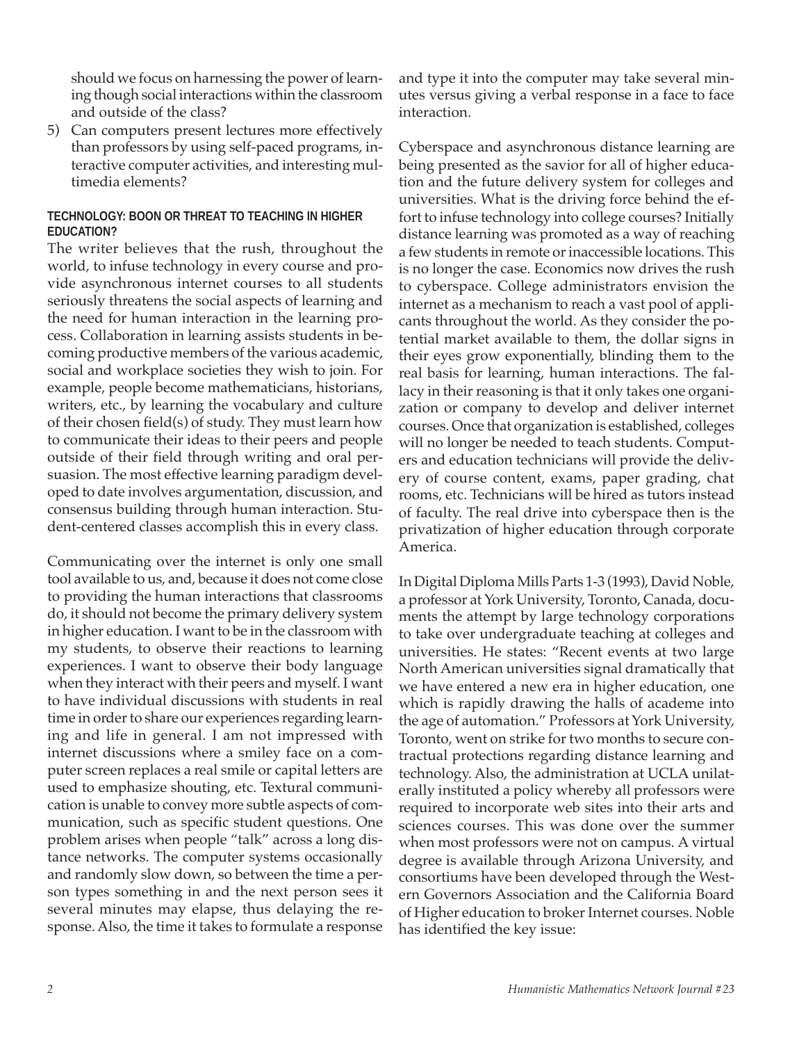should we focus on harnessing the power of learning though social interactions within the classroom and outside of the class?

5) Can computers present lectures more effectively than professors by using self-paced programs, interactive computer activities, and interesting multimedia elements?

### TECHNOLOGY: BOON OR THREAT TO TEACHING IN HIGHER EDUCATION?

The writer believes that the rush, throughout the world, to infuse technology in every course and provide asynchronous internet courses to all students seriously threatens the social aspects of learning and the need for human interaction in the learning process. Collaboration in learning assists students in becoming productive members of the various academic, social and workplace societies they wish to join. For example, people become mathematicians, historians, writers, etc., by learning the vocabulary and culture of their chosen field(s) of study. They must learn how to communicate their ideas to their peers and people outside of their field through writing and oral persuasion. The most effective learning paradigm developed to date involves argumentation, discussion, and consensus building through human interaction. Student-centered classes accomplish this in every class.

Communicating over the internet is only one small tool available to us, and, because it does not come close to providing the human interactions that classrooms do, it should not become the primary delivery system in higher education. I want to be in the classroom with my students, to observe their reactions to learning experiences. I want to observe their body language when they interact with their peers and myself. I want to have individual discussions with students in real time in order to share our experiences regarding learning and life in general. I am not impressed with internet discussions where a smiley face on a computer screen replaces a real smile or capital letters are used to emphasize shouting, etc. Textural communication is unable to convey more subtle aspects of communication, such as specific student questions. One problem arises when people "talk" across a long distance networks. The computer systems occasionally and randomly slow down, so between the time a person types something in and the next person sees it several minutes may elapse, thus delaying the response. Also, the time it takes to formulate a response and type it into the computer may take several minutes versus giving a verbal response in a face to face interaction.

Cyberspace and asynchronous distance learning are being presented as the savior for all of higher education and the future delivery system for colleges and universities. What is the driving force behind the effort to infuse technology into college courses? Initially distance learning was promoted as a way of reaching a few students in remote or inaccessible locations. This is no longer the case. Economics now drives the rush to cyberspace. College administrators envision the internet as a mechanism to reach a vast pool of applicants throughout the world. As they consider the potential market available to them, the dollar signs in their eyes grow exponentially, blinding them to the real basis for learning, human interactions. The fallacy in their reasoning is that it only takes one organization or company to develop and deliver internet courses. Once that organization is established, colleges will no longer be needed to teach students. Computers and education technicians will provide the delivery of course content, exams, paper grading, chat rooms, etc. Technicians will be hired as tutors instead of faculty. The real drive into cyberspace then is the privatization of higher education through corporate America.

In Digital Diploma Mills Parts 1-3 (1993), David Noble, a professor at York University, Toronto, Canada, documents the attempt by large technology corporations to take over undergraduate teaching at colleges and universities. He states: "Recent events at two large North American universities signal dramatically that we have entered a new era in higher education, one which is rapidly drawing the halls of academe into the age of automation." Professors at York University, Toronto, went on strike for two months to secure contractual protections regarding distance learning and technology. Also, the administration at UCLA unilaterally instituted a policy whereby all professors were required to incorporate web sites into their arts and sciences courses. This was done over the summer when most professors were not on campus. A virtual degree is available through Arizona University, and consortiums have been developed through the Western Governors Association and the California Board of Higher education to broker Internet courses. Noble has identified the key issue: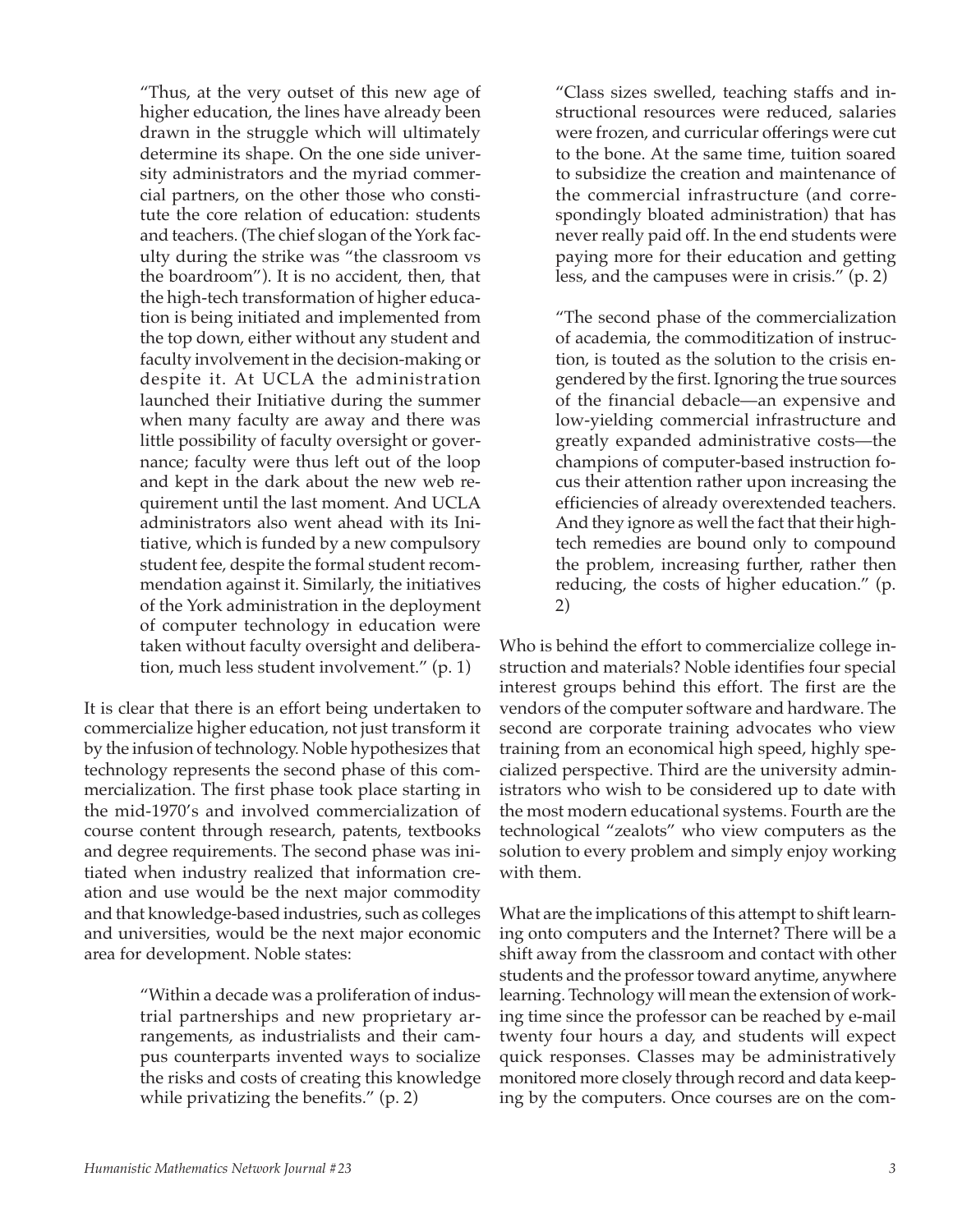> "Thus, at the very outset of this new age of higher education, the lines have already been drawn in the struggle which will ultimately determine its shape. On the one side university administrators and the myriad commercial partners, on the other those who constitute the core relation of education: students and teachers. (The chief slogan of the York faculty during the strike was "the classroom vs the boardroom"). It is no accident, then, that the high-tech transformation of higher education is being initiated and implemented from the top down, either without any student and faculty involvement in the decision-making or despite it. At UCLA the administration launched their Initiative during the summer when many faculty are away and there was little possibility of faculty oversight or governance; faculty were thus left out of the loop and kept in the dark about the new web requirement until the last moment. And UCLA administrators also went ahead with its Initiative, which is funded by a new compulsory student fee, despite the formal student recommendation against it. Similarly, the initiatives of the York administration in the deployment of computer technology in education were taken without faculty oversight and deliberation, much less student involvement." (p. 1)

It is clear that there is an effort being undertaken to commercialize higher education, not just transform it by the infusion of technology. Noble hypothesizes that technology represents the second phase of this commercialization. The first phase took place starting in the mid-1970's and involved commercialization of course content through research, patents, textbooks and degree requirements. The second phase was initiated when industry realized that information creation and use would be the next major commodity and that knowledge-based industries, such as colleges and universities, would be the next major economic area for development. Noble states:

> "Within a decade was a proliferation of industrial partnerships and new proprietary arrangements, as industrialists and their campus counterparts invented ways to socialize the risks and costs of creating this knowledge while privatizing the benefits." (p. 2)

> "Class sizes swelled, teaching staffs and instructional resources were reduced, salaries were frozen, and curricular offerings were cut to the bone. At the same time, tuition soared to subsidize the creation and maintenance of the commercial infrastructure (and correspondingly bloated administration) that has never really paid off. In the end students were paying more for their education and getting less, and the campuses were in crisis." (p. 2)

> "The second phase of the commercialization of academia, the commoditization of instruction, is touted as the solution to the crisis engendered by the first. Ignoring the true sources of the financial debacle—an expensive and low-yielding commercial infrastructure and greatly expanded administrative costs—the champions of computer-based instruction focus their attention rather upon increasing the efficiencies of already overextended teachers. And they ignore as well the fact that their high-tech remedies are bound only to compound the problem, increasing further, rather then reducing, the costs of higher education." (p. 2)

Who is behind the effort to commercialize college instruction and materials? Noble identifies four special interest groups behind this effort. The first are the vendors of the computer software and hardware. The second are corporate training advocates who view training from an economical high speed, highly specialized perspective. Third are the university administrators who wish to be considered up to date with the most modern educational systems. Fourth are the technological "zealots" who view computers as the solution to every problem and simply enjoy working with them.

What are the implications of this attempt to shift learning onto computers and the Internet? There will be a shift away from the classroom and contact with other students and the professor toward anytime, anywhere learning. Technology will mean the extension of working time since the professor can be reached by e-mail twenty four hours a day, and students will expect quick responses. Classes may be administratively monitored more closely through record and data keeping by the computers. Once courses are on the com-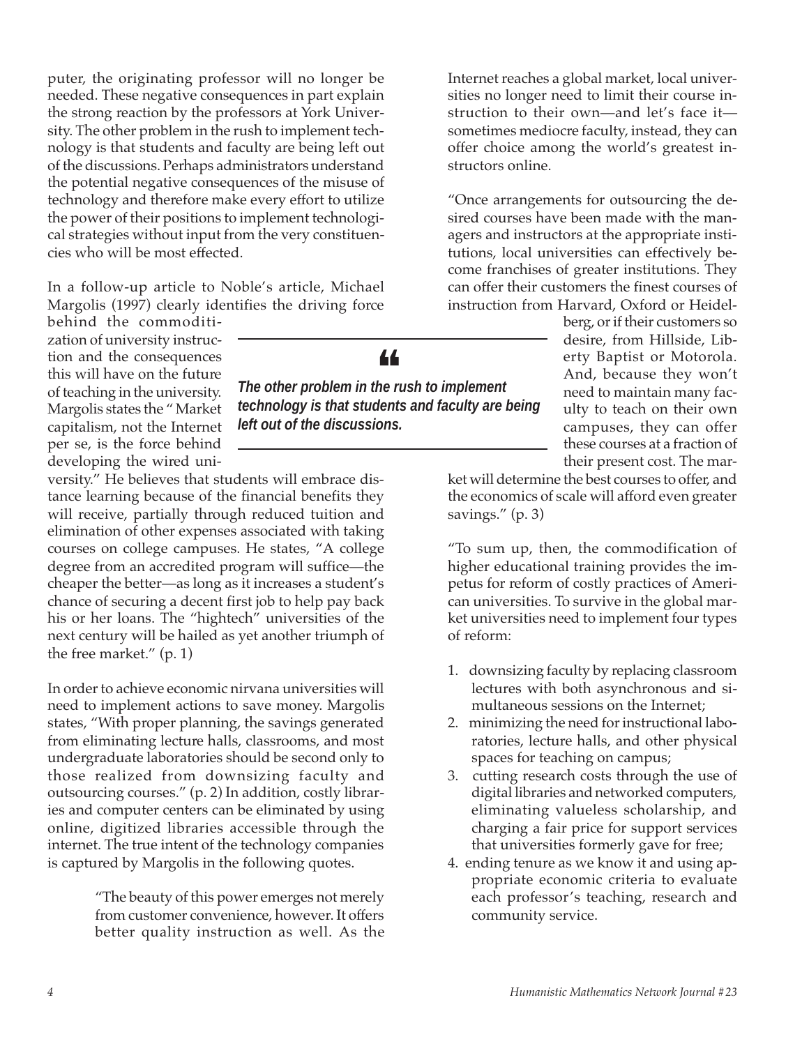puter, the originating professor will no longer be needed. These negative consequences in part explain the strong reaction by the professors at York University. The other problem in the rush to implement technology is that students and faculty are being left out of the discussions. Perhaps administrators understand the potential negative consequences of the misuse of technology and therefore make every effort to utilize the power of their positions to implement technological strategies without input from the very constituencies who will be most effected.

In a follow-up article to Noble's article, Michael Margolis (1997) clearly identifies the driving force behind the commoditization of university instruction and the consequences this will have on the future of teaching in the university. Margolis states the " Market capitalism, not the Internet per se, is the force behind developing the wired university." He believes that students will embrace distance learning because of the financial benefits they will receive, partially through reduced tuition and elimination of other expenses associated with taking courses on college campuses. He states, "A college degree from an accredited program will suffice—the cheaper the better—as long as it increases a student's chance of securing a decent first job to help pay back his or her loans. The "hightech" universities of the next century will be hailed as yet another triumph of the free market." (p. 1)

> ***The other problem in the rush to implement technology is that students and faculty are being left out of the discussions.***

In order to achieve economic nirvana universities will need to implement actions to save money. Margolis states, "With proper planning, the savings generated from eliminating lecture halls, classrooms, and most undergraduate laboratories should be second only to those realized from downsizing faculty and outsourcing courses." (p. 2) In addition, costly libraries and computer centers can be eliminated by using online, digitized libraries accessible through the internet. The true intent of the technology companies is captured by Margolis in the following quotes.

> "The beauty of this power emerges not merely from customer convenience, however. It offers better quality instruction as well. As the Internet reaches a global market, local universities no longer need to limit their course instruction to their own—and let's face it—sometimes mediocre faculty, instead, they can offer choice among the world's greatest instructors online.
>
> "Once arrangements for outsourcing the desired courses have been made with the managers and instructors at the appropriate institutions, local universities can effectively become franchises of greater institutions. They can offer their customers the finest courses of instruction from Harvard, Oxford or Heidelberg, or if their customers so desire, from Hillside, Liberty Baptist or Motorola. And, because they won't need to maintain many faculty to teach on their own campuses, they can offer these courses at a fraction of their present cost. The market will determine the best courses to offer, and the economics of scale will afford even greater savings." (p. 3)
>
> "To sum up, then, the commodification of higher educational training provides the impetus for reform of costly practices of American universities. To survive in the global market universities need to implement four types of reform:
>
> 1. downsizing faculty by replacing classroom lectures with both asynchronous and simultaneous sessions on the Internet;
> 2. minimizing the need for instructional laboratories, lecture halls, and other physical spaces for teaching on campus;
> 3. cutting research costs through the use of digital libraries and networked computers, eliminating valueless scholarship, and charging a fair price for support services that universities formerly gave for free;
> 4. ending tenure as we know it and using appropriate economic criteria to evaluate each professor's teaching, research and community service.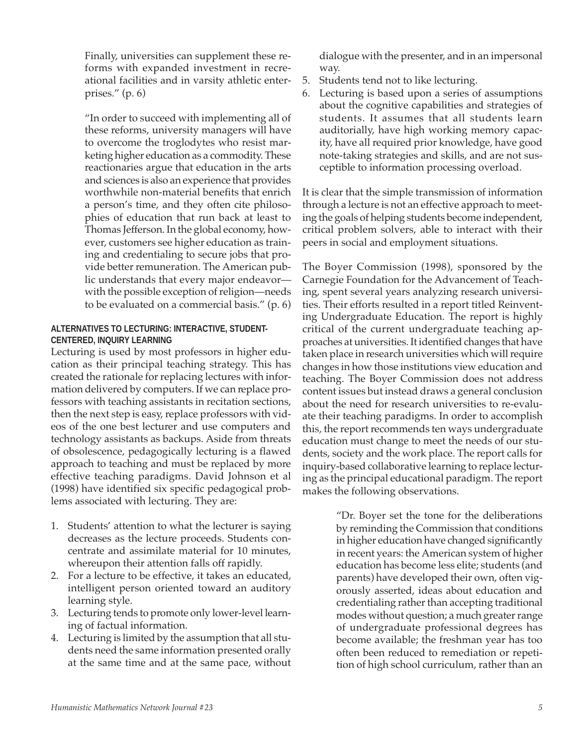Finally, universities can supplement these reforms with expanded investment in recreational facilities and in varsity athletic enterprises." (p. 6)

> "In order to succeed with implementing all of these reforms, university managers will have to overcome the troglodytes who resist marketing higher education as a commodity. These reactionaries argue that education in the arts and sciences is also an experience that provides worthwhile non-material benefits that enrich a person's time, and they often cite philosophies of education that run back at least to Thomas Jefferson. In the global economy, however, customers see higher education as training and credentialing to secure jobs that provide better remuneration. The American public understands that every major endeavor—with the possible exception of religion—needs to be evaluated on a commercial basis." (p. 6)

### ALTERNATIVES TO LECTURING: INTERACTIVE, STUDENT-CENTERED, INQUIRY LEARNING

Lecturing is used by most professors in higher education as their principal teaching strategy. This has created the rationale for replacing lectures with information delivered by computers. If we can replace professors with teaching assistants in recitation sections, then the next step is easy, replace professors with videos of the one best lecturer and use computers and technology assistants as backups. Aside from threats of obsolescence, pedagogically lecturing is a flawed approach to teaching and must be replaced by more effective teaching paradigms. David Johnson et al (1998) have identified six specific pedagogical problems associated with lecturing. They are:

1. Students' attention to what the lecturer is saying decreases as the lecture proceeds. Students concentrate and assimilate material for 10 minutes, whereupon their attention falls off rapidly.
2. For a lecture to be effective, it takes an educated, intelligent person oriented toward an auditory learning style.
3. Lecturing tends to promote only lower-level learning of factual information.
4. Lecturing is limited by the assumption that all students need the same information presented orally at the same time and at the same pace, without dialogue with the presenter, and in an impersonal way.
5. Students tend not to like lecturing.
6. Lecturing is based upon a series of assumptions about the cognitive capabilities and strategies of students. It assumes that all students learn auditorially, have high working memory capacity, have all required prior knowledge, have good note-taking strategies and skills, and are not susceptible to information processing overload.

It is clear that the simple transmission of information through a lecture is not an effective approach to meeting the goals of helping students become independent, critical problem solvers, able to interact with their peers in social and employment situations.

The Boyer Commission (1998), sponsored by the Carnegie Foundation for the Advancement of Teaching, spent several years analyzing research universities. Their efforts resulted in a report titled Reinventing Undergraduate Education. The report is highly critical of the current undergraduate teaching approaches at universities. It identified changes that have taken place in research universities which will require changes in how those institutions view education and teaching. The Boyer Commission does not address content issues but instead draws a general conclusion about the need for research universities to re-evaluate their teaching paradigms. In order to accomplish this, the report recommends ten ways undergraduate education must change to meet the needs of our students, society and the work place. The report calls for inquiry-based collaborative learning to replace lecturing as the principal educational paradigm. The report makes the following observations.

> "Dr. Boyer set the tone for the deliberations by reminding the Commission that conditions in higher education have changed significantly in recent years: the American system of higher education has become less elite; students (and parents) have developed their own, often vigorously asserted, ideas about education and credentialing rather than accepting traditional modes without question; a much greater range of undergraduate professional degrees has become available; the freshman year has too often been reduced to remediation or repetition of high school curriculum, rather than an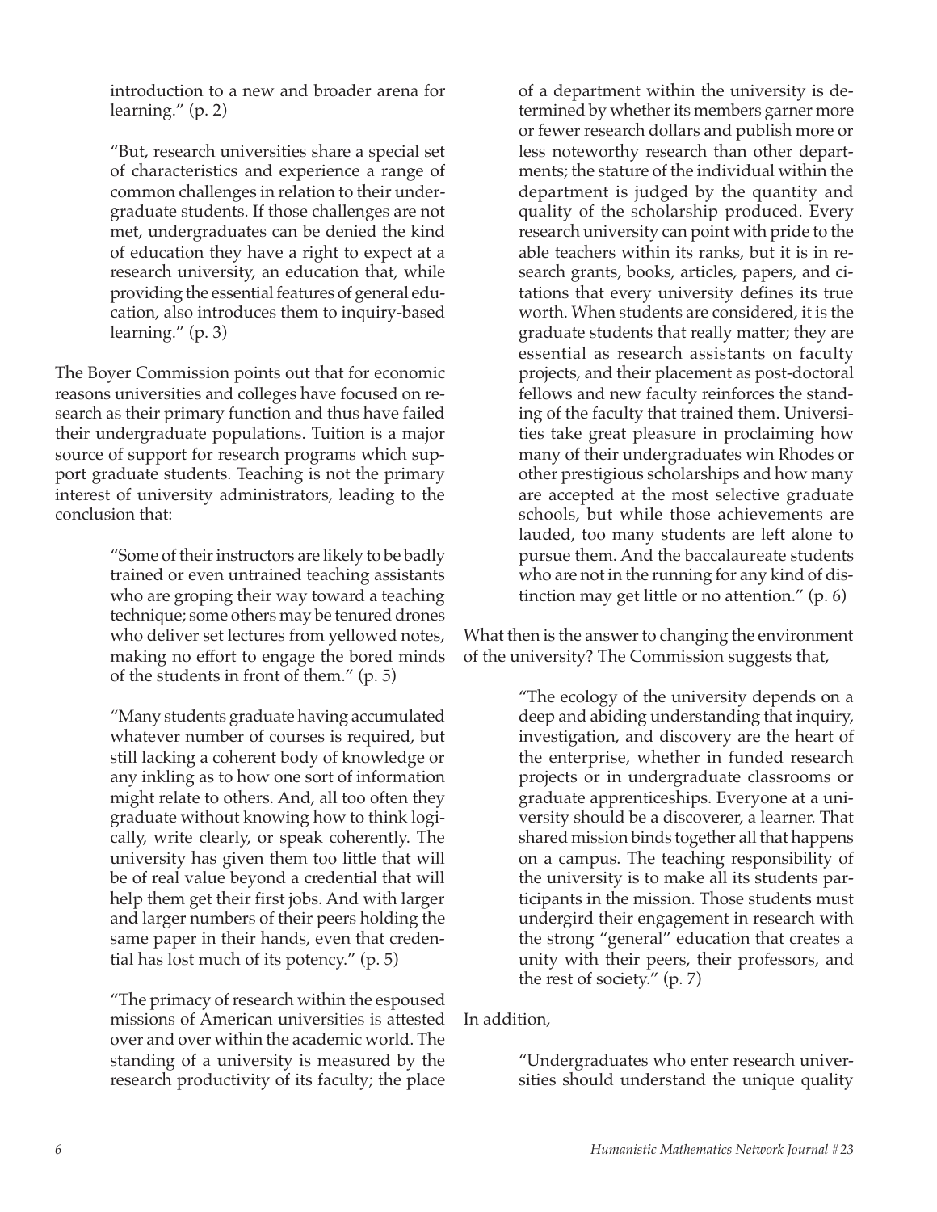introduction to a new and broader arena for learning." (p. 2)

> "But, research universities share a special set of characteristics and experience a range of common challenges in relation to their undergraduate students. If those challenges are not met, undergraduates can be denied the kind of education they have a right to expect at a research university, an education that, while providing the essential features of general education, also introduces them to inquiry-based learning." (p. 3)

The Boyer Commission points out that for economic reasons universities and colleges have focused on research as their primary function and thus have failed their undergraduate populations. Tuition is a major source of support for research programs which support graduate students. Teaching is not the primary interest of university administrators, leading to the conclusion that:

> "Some of their instructors are likely to be badly trained or even untrained teaching assistants who are groping their way toward a teaching technique; some others may be tenured drones who deliver set lectures from yellowed notes, making no effort to engage the bored minds of the students in front of them." (p. 5)

> "Many students graduate having accumulated whatever number of courses is required, but still lacking a coherent body of knowledge or any inkling as to how one sort of information might relate to others. And, all too often they graduate without knowing how to think logically, write clearly, or speak coherently. The university has given them too little that will be of real value beyond a credential that will help them get their first jobs. And with larger and larger numbers of their peers holding the same paper in their hands, even that credential has lost much of its potency." (p. 5)

> "The primacy of research within the espoused missions of American universities is attested over and over within the academic world. The standing of a university is measured by the research productivity of its faculty; the place of a department within the university is determined by whether its members garner more or fewer research dollars and publish more or less noteworthy research than other departments; the stature of the individual within the department is judged by the quantity and quality of the scholarship produced. Every research university can point with pride to the able teachers within its ranks, but it is in research grants, books, articles, papers, and citations that every university defines its true worth. When students are considered, it is the graduate students that really matter; they are essential as research assistants on faculty projects, and their placement as post-doctoral fellows and new faculty reinforces the standing of the faculty that trained them. Universities take great pleasure in proclaiming how many of their undergraduates win Rhodes or other prestigious scholarships and how many are accepted at the most selective graduate schools, but while those achievements are lauded, too many students are left alone to pursue them. And the baccalaureate students who are not in the running for any kind of distinction may get little or no attention." (p. 6)

What then is the answer to changing the environment of the university? The Commission suggests that,

> "The ecology of the university depends on a deep and abiding understanding that inquiry, investigation, and discovery are the heart of the enterprise, whether in funded research projects or in undergraduate classrooms or graduate apprenticeships. Everyone at a university should be a discoverer, a learner. That shared mission binds together all that happens on a campus. The teaching responsibility of the university is to make all its students participants in the mission. Those students must undergird their engagement in research with the strong "general" education that creates a unity with their peers, their professors, and the rest of society." (p. 7)

In addition,

> "Undergraduates who enter research universities should understand the unique quality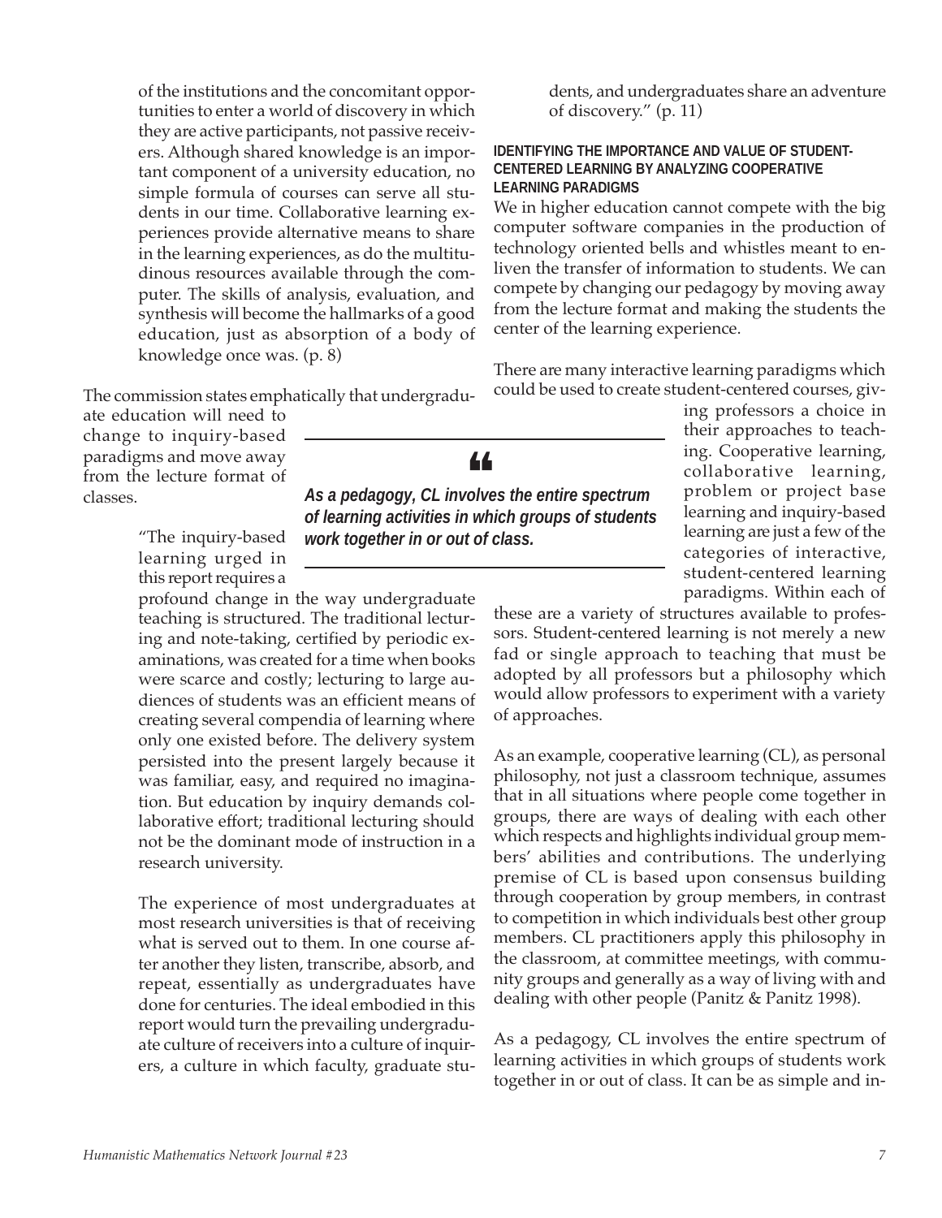of the institutions and the concomitant opportunities to enter a world of discovery in which they are active participants, not passive receivers. Although shared knowledge is an important component of a university education, no simple formula of courses can serve all students in our time. Collaborative learning experiences provide alternative means to share in the learning experiences, as do the multitudinous resources available through the computer. The skills of analysis, evaluation, and synthesis will become the hallmarks of a good education, just as absorption of a body of knowledge once was. (p. 8)

The commission states emphatically that undergraduate education will need to change to inquiry-based paradigms and move away from the lecture format of classes.

> "The inquiry-based learning urged in this report requires a profound change in the way undergraduate teaching is structured. The traditional lecturing and note-taking, certified by periodic examinations, was created for a time when books were scarce and costly; lecturing to large audiences of students was an efficient means of creating several compendia of learning where only one existed before. The delivery system persisted into the present largely because it was familiar, easy, and required no imagination. But education by inquiry demands collaborative effort; traditional lecturing should not be the dominant mode of instruction in a research university.
>
> The experience of most undergraduates at most research universities is that of receiving what is served out to them. In one course after another they listen, transcribe, absorb, and repeat, essentially as undergraduates have done for centuries. The ideal embodied in this report would turn the prevailing undergraduate culture of receivers into a culture of inquirers, a culture in which faculty, graduate students, and undergraduates share an adventure of discovery." (p. 11)

**IDENTIFYING THE IMPORTANCE AND VALUE OF STUDENT-CENTERED LEARNING BY ANALYZING COOPERATIVE LEARNING PARADIGMS**

We in higher education cannot compete with the big computer software companies in the production of technology oriented bells and whistles meant to enliven the transfer of information to students. We can compete by changing our pedagogy by moving away from the lecture format and making the students the center of the learning experience.

There are many interactive learning paradigms which could be used to create student-centered courses, giving professors a choice in their approaches to teaching. Cooperative learning, collaborative learning, problem or project base learning and inquiry-based learning are just a few of the categories of interactive, student-centered learning paradigms. Within each of these are a variety of structures available to professors. Student-centered learning is not merely a new fad or single approach to teaching that must be adopted by all professors but a philosophy which would allow professors to experiment with a variety of approaches.

> ***"As a pedagogy, CL involves the entire spectrum of learning activities in which groups of students work together in or out of class.***

As an example, cooperative learning (CL), as personal philosophy, not just a classroom technique, assumes that in all situations where people come together in groups, there are ways of dealing with each other which respects and highlights individual group members' abilities and contributions. The underlying premise of CL is based upon consensus building through cooperation by group members, in contrast to competition in which individuals best other group members. CL practitioners apply this philosophy in the classroom, at committee meetings, with community groups and generally as a way of living with and dealing with other people (Panitz & Panitz 1998).

As a pedagogy, CL involves the entire spectrum of learning activities in which groups of students work together in or out of class. It can be as simple and in-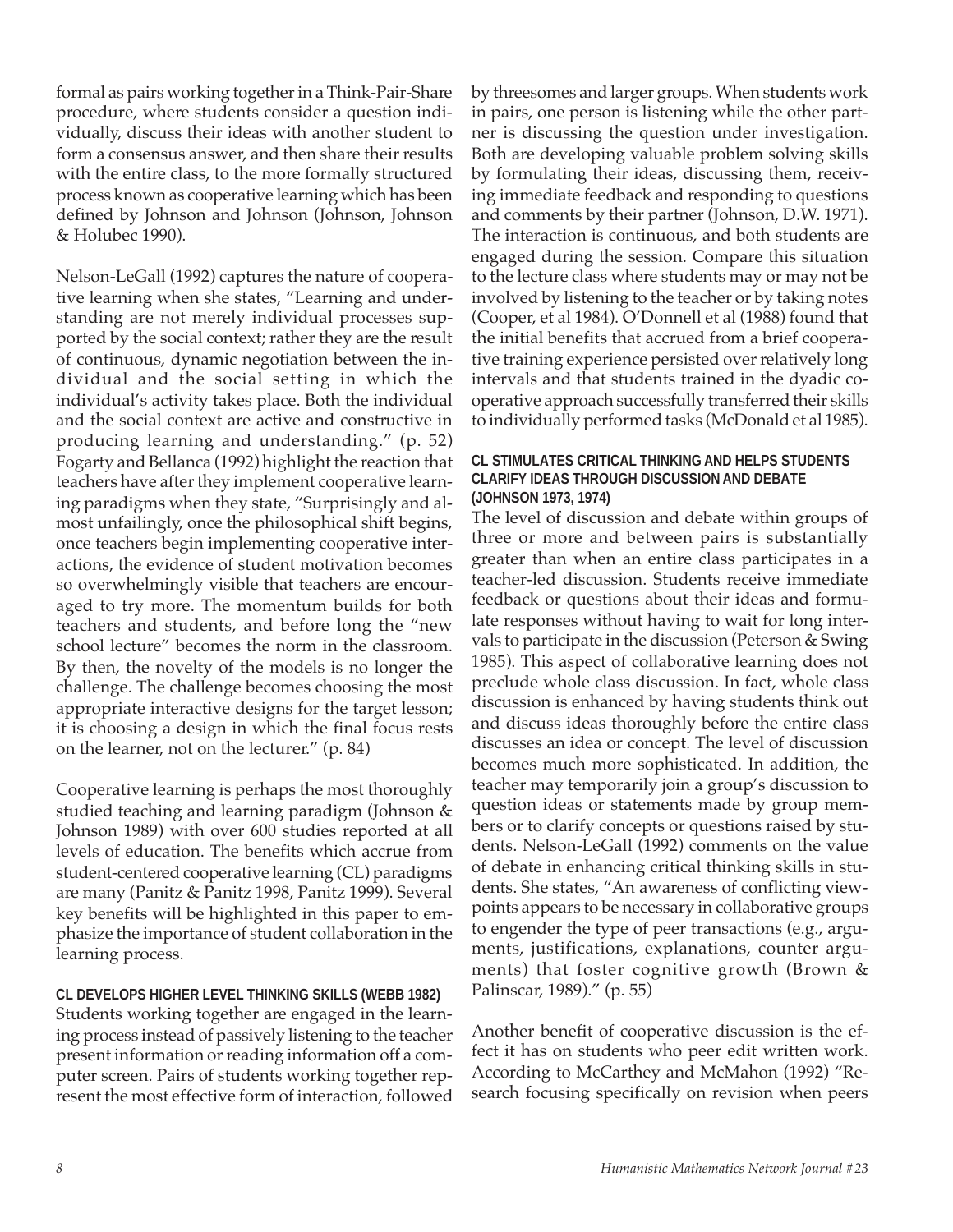formal as pairs working together in a Think-Pair-Share procedure, where students consider a question individually, discuss their ideas with another student to form a consensus answer, and then share their results with the entire class, to the more formally structured process known as cooperative learning which has been defined by Johnson and Johnson (Johnson, Johnson & Holubec 1990).

Nelson-LeGall (1992) captures the nature of cooperative learning when she states, "Learning and understanding are not merely individual processes supported by the social context; rather they are the result of continuous, dynamic negotiation between the individual and the social setting in which the individual's activity takes place. Both the individual and the social context are active and constructive in producing learning and understanding." (p. 52) Fogarty and Bellanca (1992) highlight the reaction that teachers have after they implement cooperative learning paradigms when they state, "Surprisingly and almost unfailingly, once the philosophical shift begins, once teachers begin implementing cooperative interactions, the evidence of student motivation becomes so overwhelmingly visible that teachers are encouraged to try more. The momentum builds for both teachers and students, and before long the "new school lecture" becomes the norm in the classroom. By then, the novelty of the models is no longer the challenge. The challenge becomes choosing the most appropriate interactive designs for the target lesson; it is choosing a design in which the final focus rests on the learner, not on the lecturer." (p. 84)

Cooperative learning is perhaps the most thoroughly studied teaching and learning paradigm (Johnson & Johnson 1989) with over 600 studies reported at all levels of education. The benefits which accrue from student-centered cooperative learning (CL) paradigms are many (Panitz & Panitz 1998, Panitz 1999). Several key benefits will be highlighted in this paper to emphasize the importance of student collaboration in the learning process.

#### CL DEVELOPS HIGHER LEVEL THINKING SKILLS (WEBB 1982)

Students working together are engaged in the learning process instead of passively listening to the teacher present information or reading information off a computer screen. Pairs of students working together represent the most effective form of interaction, followed by threesomes and larger groups. When students work in pairs, one person is listening while the other partner is discussing the question under investigation. Both are developing valuable problem solving skills by formulating their ideas, discussing them, receiving immediate feedback and responding to questions and comments by their partner (Johnson, D.W. 1971). The interaction is continuous, and both students are engaged during the session. Compare this situation to the lecture class where students may or may not be involved by listening to the teacher or by taking notes (Cooper, et al 1984). O'Donnell et al (1988) found that the initial benefits that accrued from a brief cooperative training experience persisted over relatively long intervals and that students trained in the dyadic cooperative approach successfully transferred their skills to individually performed tasks (McDonald et al 1985).

#### CL STIMULATES CRITICAL THINKING AND HELPS STUDENTS CLARIFY IDEAS THROUGH DISCUSSION AND DEBATE (JOHNSON 1973, 1974)

The level of discussion and debate within groups of three or more and between pairs is substantially greater than when an entire class participates in a teacher-led discussion. Students receive immediate feedback or questions about their ideas and formulate responses without having to wait for long intervals to participate in the discussion (Peterson & Swing 1985). This aspect of collaborative learning does not preclude whole class discussion. In fact, whole class discussion is enhanced by having students think out and discuss ideas thoroughly before the entire class discusses an idea or concept. The level of discussion becomes much more sophisticated. In addition, the teacher may temporarily join a group's discussion to question ideas or statements made by group members or to clarify concepts or questions raised by students. Nelson-LeGall (1992) comments on the value of debate in enhancing critical thinking skills in students. She states, "An awareness of conflicting viewpoints appears to be necessary in collaborative groups to engender the type of peer transactions (e.g., arguments, justifications, explanations, counter arguments) that foster cognitive growth (Brown & Palinscar, 1989)." (p. 55)

Another benefit of cooperative discussion is the effect it has on students who peer edit written work. According to McCarthey and McMahon (1992) "Research focusing specifically on revision when peers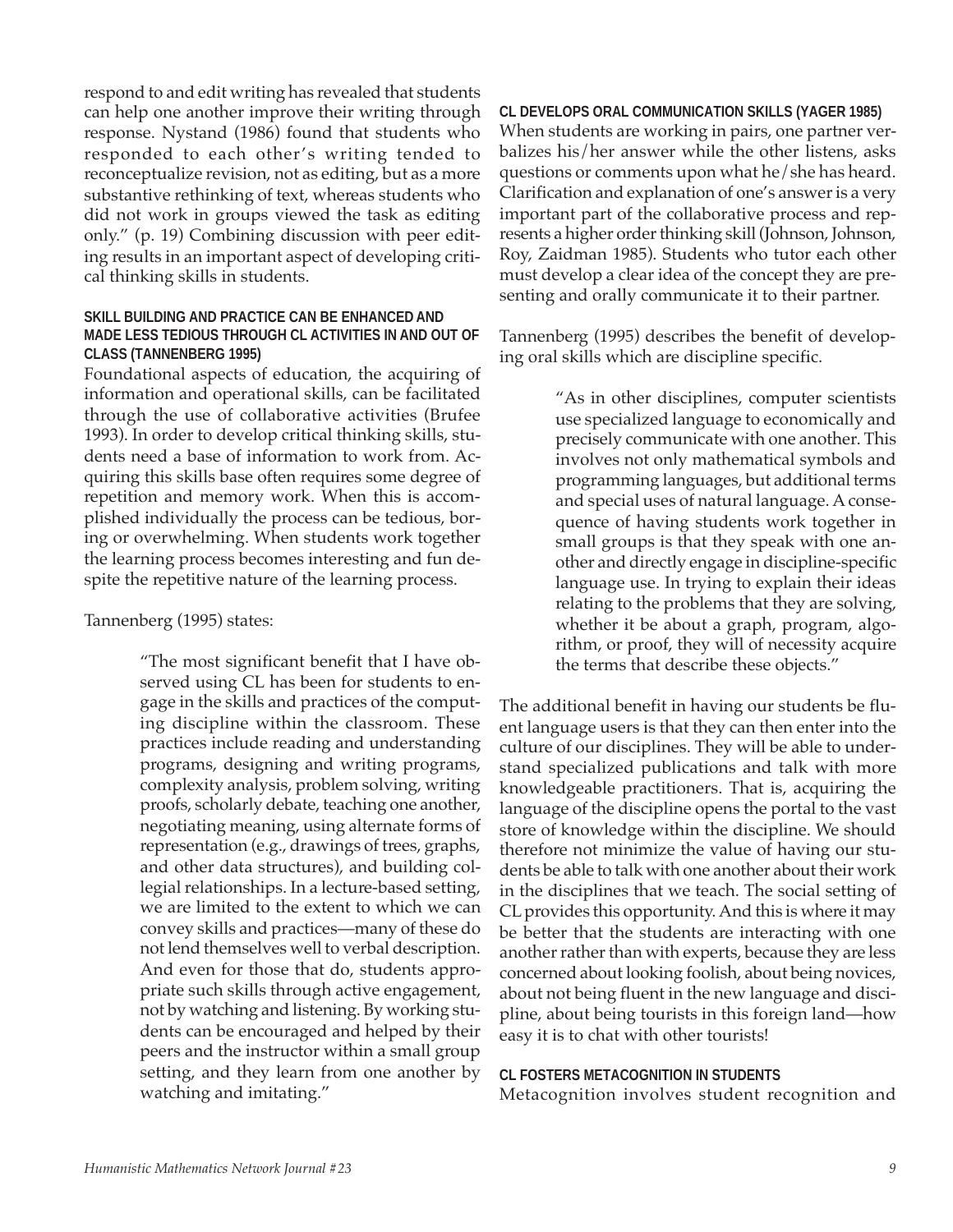respond to and edit writing has revealed that students can help one another improve their writing through response. Nystand (1986) found that students who responded to each other's writing tended to reconceptualize revision, not as editing, but as a more substantive rethinking of text, whereas students who did not work in groups viewed the task as editing only." (p. 19) Combining discussion with peer editing results in an important aspect of developing critical thinking skills in students.

#### SKILL BUILDING AND PRACTICE CAN BE ENHANCED AND MADE LESS TEDIOUS THROUGH CL ACTIVITIES IN AND OUT OF CLASS (TANNENBERG 1995)

Foundational aspects of education, the acquiring of information and operational skills, can be facilitated through the use of collaborative activities (Brufee 1993). In order to develop critical thinking skills, students need a base of information to work from. Acquiring this skills base often requires some degree of repetition and memory work. When this is accomplished individually the process can be tedious, boring or overwhelming. When students work together the learning process becomes interesting and fun despite the repetitive nature of the learning process.

Tannenberg (1995) states:

> "The most significant benefit that I have observed using CL has been for students to engage in the skills and practices of the computing discipline within the classroom. These practices include reading and understanding programs, designing and writing programs, complexity analysis, problem solving, writing proofs, scholarly debate, teaching one another, negotiating meaning, using alternate forms of representation (e.g., drawings of trees, graphs, and other data structures), and building collegial relationships. In a lecture-based setting, we are limited to the extent to which we can convey skills and practices—many of these do not lend themselves well to verbal description. And even for those that do, students appropriate such skills through active engagement, not by watching and listening. By working students can be encouraged and helped by their peers and the instructor within a small group setting, and they learn from one another by watching and imitating."

#### CL DEVELOPS ORAL COMMUNICATION SKILLS (YAGER 1985)

When students are working in pairs, one partner verbalizes his/her answer while the other listens, asks questions or comments upon what he/she has heard. Clarification and explanation of one's answer is a very important part of the collaborative process and represents a higher order thinking skill (Johnson, Johnson, Roy, Zaidman 1985). Students who tutor each other must develop a clear idea of the concept they are presenting and orally communicate it to their partner.

Tannenberg (1995) describes the benefit of developing oral skills which are discipline specific.

> "As in other disciplines, computer scientists use specialized language to economically and precisely communicate with one another. This involves not only mathematical symbols and programming languages, but additional terms and special uses of natural language. A consequence of having students work together in small groups is that they speak with one another and directly engage in discipline-specific language use. In trying to explain their ideas relating to the problems that they are solving, whether it be about a graph, program, algorithm, or proof, they will of necessity acquire the terms that describe these objects."

The additional benefit in having our students be fluent language users is that they can then enter into the culture of our disciplines. They will be able to understand specialized publications and talk with more knowledgeable practitioners. That is, acquiring the language of the discipline opens the portal to the vast store of knowledge within the discipline. We should therefore not minimize the value of having our students be able to talk with one another about their work in the disciplines that we teach. The social setting of CL provides this opportunity. And this is where it may be better that the students are interacting with one another rather than with experts, because they are less concerned about looking foolish, about being novices, about not being fluent in the new language and discipline, about being tourists in this foreign land—how easy it is to chat with other tourists!

#### CL FOSTERS METACOGNITION IN STUDENTS

Metacognition involves student recognition and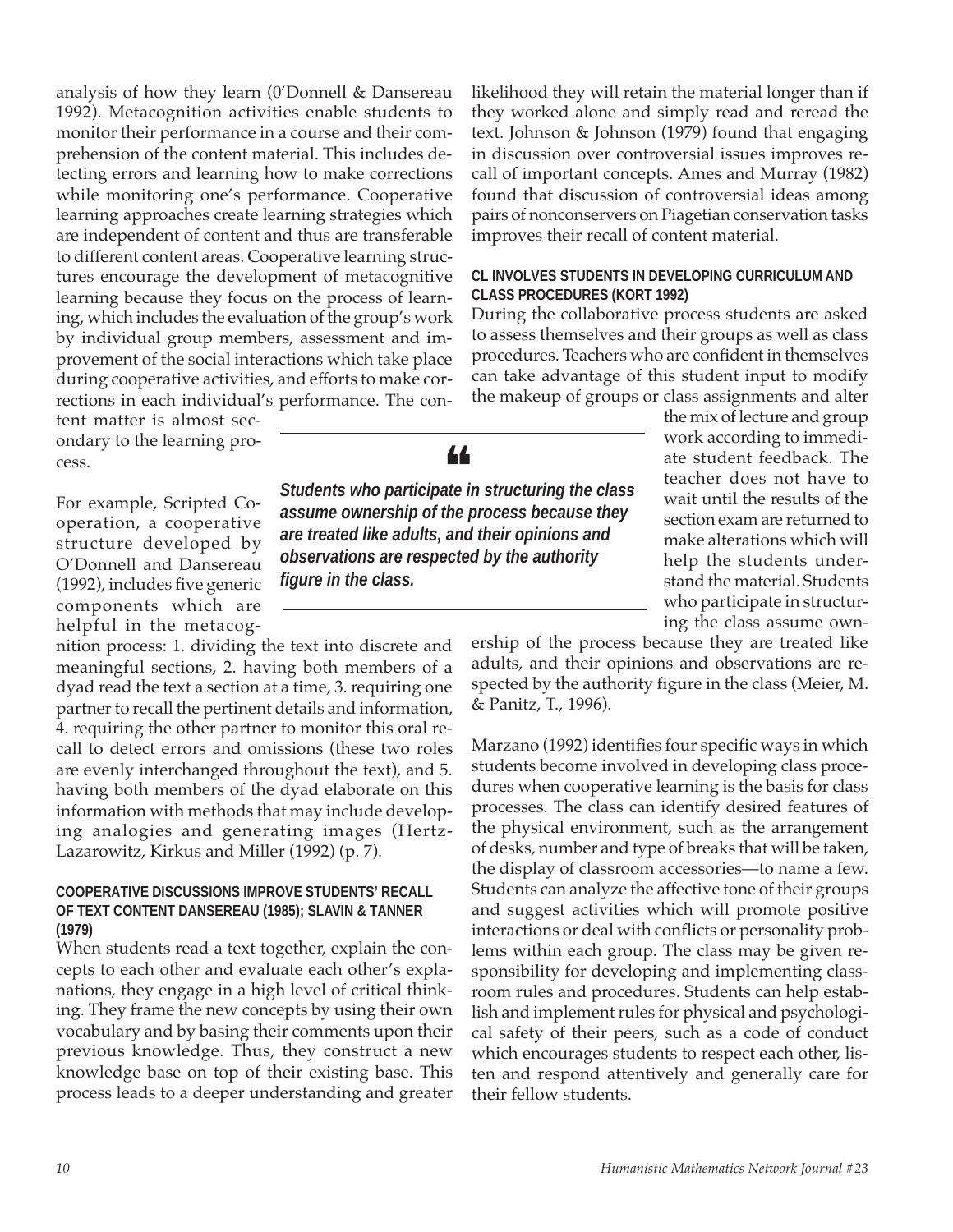analysis of how they learn (0'Donnell & Dansereau 1992). Metacognition activities enable students to monitor their performance in a course and their comprehension of the content material. This includes detecting errors and learning how to make corrections while monitoring one's performance. Cooperative learning approaches create learning strategies which are independent of content and thus are transferable to different content areas. Cooperative learning structures encourage the development of metacognitive learning because they focus on the process of learning, which includes the evaluation of the group's work by individual group members, assessment and improvement of the social interactions which take place during cooperative activities, and efforts to make corrections in each individual's performance. The content matter is almost secondary to the learning process.

For example, Scripted Cooperation, a cooperative structure developed by O'Donnell and Dansereau (1992), includes five generic components which are helpful in the metacognition process: 1. dividing the text into discrete and meaningful sections, 2. having both members of a dyad read the text a section at a time, 3. requiring one partner to recall the pertinent details and information, 4. requiring the other partner to monitor this oral recall to detect errors and omissions (these two roles are evenly interchanged throughout the text), and 5. having both members of the dyad elaborate on this information with methods that may include developing analogies and generating images (Hertz-Lazarowitz, Kirkus and Miller (1992) (p. 7).

#### COOPERATIVE DISCUSSIONS IMPROVE STUDENTS' RECALL OF TEXT CONTENT DANSEREAU (1985); SLAVIN & TANNER (1979)

When students read a text together, explain the concepts to each other and evaluate each other's explanations, they engage in a high level of critical thinking. They frame the new concepts by using their own vocabulary and by basing their comments upon their previous knowledge. Thus, they construct a new knowledge base on top of their existing base. This process leads to a deeper understanding and greater likelihood they will retain the material longer than if they worked alone and simply read and reread the text. Johnson & Johnson (1979) found that engaging in discussion over controversial issues improves recall of important concepts. Ames and Murray (1982) found that discussion of controversial ideas among pairs of nonconservers on Piagetian conservation tasks improves their recall of content material.

#### CL INVOLVES STUDENTS IN DEVELOPING CURRICULUM AND CLASS PROCEDURES (KORT 1992)

During the collaborative process students are asked to assess themselves and their groups as well as class procedures. Teachers who are confident in themselves can take advantage of this student input to modify the makeup of groups or class assignments and alter the mix of lecture and group work according to immediate student feedback. The teacher does not have to wait until the results of the section exam are returned to make alterations which will help the students understand the material. Students who participate in structuring the class assume ownership of the process because they are treated like adults, and their opinions and observations are respected by the authority figure in the class (Meier, M. & Panitz, T., 1996).

> ***Students who participate in structuring the class assume ownership of the process because they are treated like adults, and their opinions and observations are respected by the authority figure in the class.***

Marzano (1992) identifies four specific ways in which students become involved in developing class procedures when cooperative learning is the basis for class processes. The class can identify desired features of the physical environment, such as the arrangement of desks, number and type of breaks that will be taken, the display of classroom accessories—to name a few. Students can analyze the affective tone of their groups and suggest activities which will promote positive interactions or deal with conflicts or personality problems within each group. The class may be given responsibility for developing and implementing classroom rules and procedures. Students can help establish and implement rules for physical and psychological safety of their peers, such as a code of conduct which encourages students to respect each other, listen and respond attentively and generally care for their fellow students.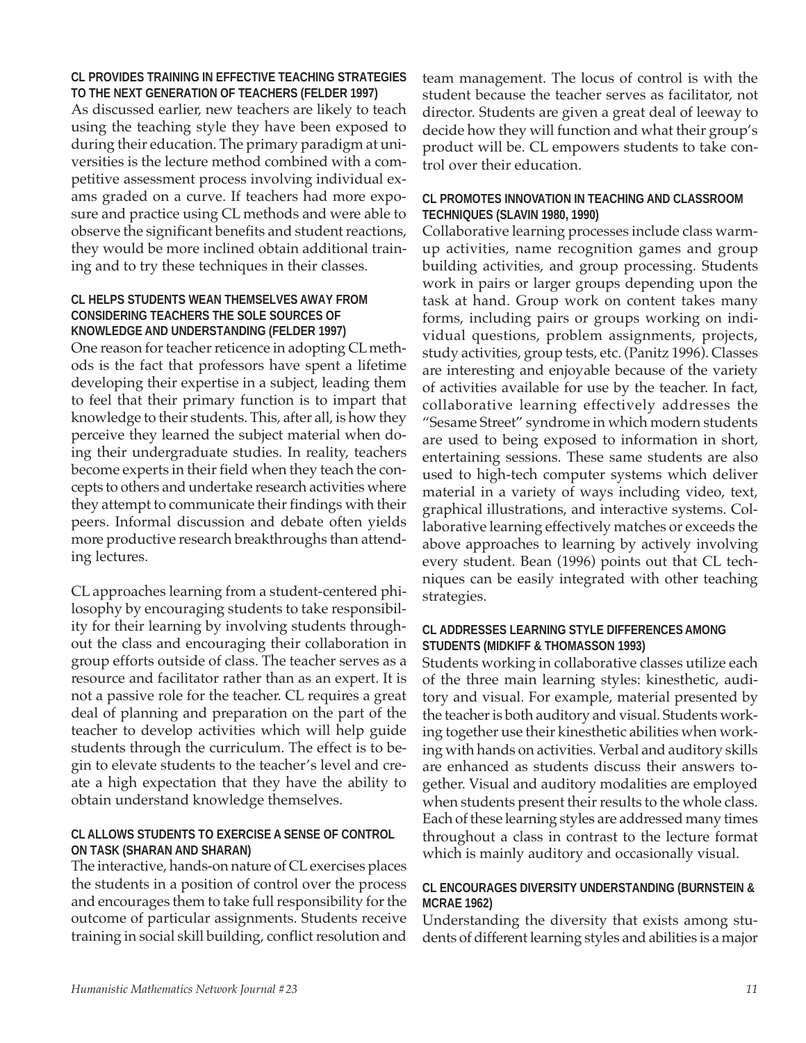### CL PROVIDES TRAINING IN EFFECTIVE TEACHING STRATEGIES TO THE NEXT GENERATION OF TEACHERS (FELDER 1997)

As discussed earlier, new teachers are likely to teach using the teaching style they have been exposed to during their education. The primary paradigm at universities is the lecture method combined with a competitive assessment process involving individual exams graded on a curve. If teachers had more exposure and practice using CL methods and were able to observe the significant benefits and student reactions, they would be more inclined obtain additional training and to try these techniques in their classes.

### CL HELPS STUDENTS WEAN THEMSELVES AWAY FROM CONSIDERING TEACHERS THE SOLE SOURCES OF KNOWLEDGE AND UNDERSTANDING (FELDER 1997)

One reason for teacher reticence in adopting CL methods is the fact that professors have spent a lifetime developing their expertise in a subject, leading them to feel that their primary function is to impart that knowledge to their students. This, after all, is how they perceive they learned the subject material when doing their undergraduate studies. In reality, teachers become experts in their field when they teach the concepts to others and undertake research activities where they attempt to communicate their findings with their peers. Informal discussion and debate often yields more productive research breakthroughs than attending lectures.

CL approaches learning from a student-centered philosophy by encouraging students to take responsibility for their learning by involving students throughout the class and encouraging their collaboration in group efforts outside of class. The teacher serves as a resource and facilitator rather than as an expert. It is not a passive role for the teacher. CL requires a great deal of planning and preparation on the part of the teacher to develop activities which will help guide students through the curriculum. The effect is to begin to elevate students to the teacher's level and create a high expectation that they have the ability to obtain understand knowledge themselves.

### CL ALLOWS STUDENTS TO EXERCISE A SENSE OF CONTROL ON TASK (SHARAN AND SHARAN)

The interactive, hands-on nature of CL exercises places the students in a position of control over the process and encourages them to take full responsibility for the outcome of particular assignments. Students receive training in social skill building, conflict resolution and team management. The locus of control is with the student because the teacher serves as facilitator, not director. Students are given a great deal of leeway to decide how they will function and what their group's product will be. CL empowers students to take control over their education.

### CL PROMOTES INNOVATION IN TEACHING AND CLASSROOM TECHNIQUES (SLAVIN 1980, 1990)

Collaborative learning processes include class warm-up activities, name recognition games and group building activities, and group processing. Students work in pairs or larger groups depending upon the task at hand. Group work on content takes many forms, including pairs or groups working on individual questions, problem assignments, projects, study activities, group tests, etc. (Panitz 1996). Classes are interesting and enjoyable because of the variety of activities available for use by the teacher. In fact, collaborative learning effectively addresses the "Sesame Street" syndrome in which modern students are used to being exposed to information in short, entertaining sessions. These same students are also used to high-tech computer systems which deliver material in a variety of ways including video, text, graphical illustrations, and interactive systems. Collaborative learning effectively matches or exceeds the above approaches to learning by actively involving every student. Bean (1996) points out that CL techniques can be easily integrated with other teaching strategies.

### CL ADDRESSES LEARNING STYLE DIFFERENCES AMONG STUDENTS (MIDKIFF & THOMASSON 1993)

Students working in collaborative classes utilize each of the three main learning styles: kinesthetic, auditory and visual. For example, material presented by the teacher is both auditory and visual. Students working together use their kinesthetic abilities when working with hands on activities. Verbal and auditory skills are enhanced as students discuss their answers together. Visual and auditory modalities are employed when students present their results to the whole class. Each of these learning styles are addressed many times throughout a class in contrast to the lecture format which is mainly auditory and occasionally visual.

### CL ENCOURAGES DIVERSITY UNDERSTANDING (BURNSTEIN & MCRAE 1962)

Understanding the diversity that exists among students of different learning styles and abilities is a major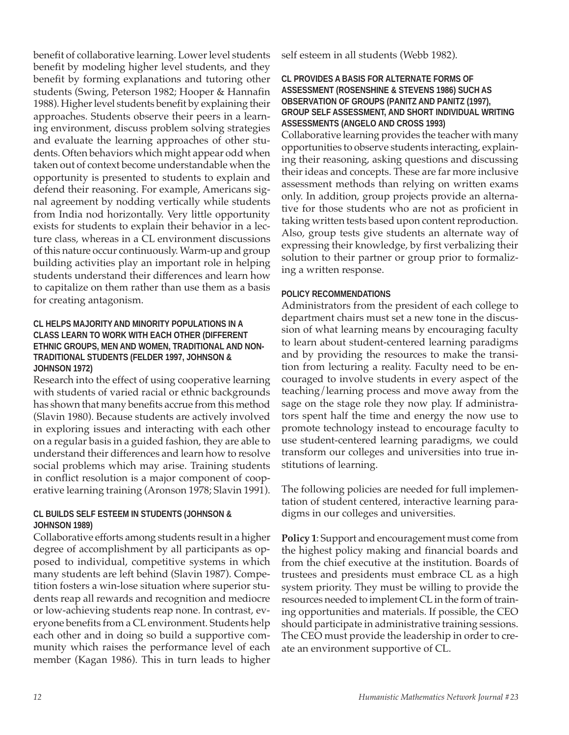benefit of collaborative learning. Lower level students benefit by modeling higher level students, and they benefit by forming explanations and tutoring other students (Swing, Peterson 1982; Hooper & Hannafin 1988). Higher level students benefit by explaining their approaches. Students observe their peers in a learning environment, discuss problem solving strategies and evaluate the learning approaches of other students. Often behaviors which might appear odd when taken out of context become understandable when the opportunity is presented to students to explain and defend their reasoning. For example, Americans signal agreement by nodding vertically while students from India nod horizontally. Very little opportunity exists for students to explain their behavior in a lecture class, whereas in a CL environment discussions of this nature occur continuously. Warm-up and group building activities play an important role in helping students understand their differences and learn how to capitalize on them rather than use them as a basis for creating antagonism.

#### CL HELPS MAJORITY AND MINORITY POPULATIONS IN A CLASS LEARN TO WORK WITH EACH OTHER (DIFFERENT ETHNIC GROUPS, MEN AND WOMEN, TRADITIONAL AND NON-TRADITIONAL STUDENTS (FELDER 1997, JOHNSON & JOHNSON 1972)

Research into the effect of using cooperative learning with students of varied racial or ethnic backgrounds has shown that many benefits accrue from this method (Slavin 1980). Because students are actively involved in exploring issues and interacting with each other on a regular basis in a guided fashion, they are able to understand their differences and learn how to resolve social problems which may arise. Training students in conflict resolution is a major component of cooperative learning training (Aronson 1978; Slavin 1991).

#### CL BUILDS SELF ESTEEM IN STUDENTS (JOHNSON & JOHNSON 1989)

Collaborative efforts among students result in a higher degree of accomplishment by all participants as opposed to individual, competitive systems in which many students are left behind (Slavin 1987). Competition fosters a win-lose situation where superior students reap all rewards and recognition and mediocre or low-achieving students reap none. In contrast, everyone benefits from a CL environment. Students help each other and in doing so build a supportive community which raises the performance level of each member (Kagan 1986). This in turn leads to higher self esteem in all students (Webb 1982).

#### CL PROVIDES A BASIS FOR ALTERNATE FORMS OF ASSESSMENT (ROSENSHINE & STEVENS 1986) SUCH AS OBSERVATION OF GROUPS (PANITZ AND PANITZ (1997), GROUP SELF ASSESSMENT, AND SHORT INDIVIDUAL WRITING ASSESSMENTS (ANGELO AND CROSS 1993)

Collaborative learning provides the teacher with many opportunities to observe students interacting, explaining their reasoning, asking questions and discussing their ideas and concepts. These are far more inclusive assessment methods than relying on written exams only. In addition, group projects provide an alternative for those students who are not as proficient in taking written tests based upon content reproduction. Also, group tests give students an alternate way of expressing their knowledge, by first verbalizing their solution to their partner or group prior to formalizing a written response.

#### POLICY RECOMMENDATIONS

Administrators from the president of each college to department chairs must set a new tone in the discussion of what learning means by encouraging faculty to learn about student-centered learning paradigms and by providing the resources to make the transition from lecturing a reality. Faculty need to be encouraged to involve students in every aspect of the teaching/learning process and move away from the sage on the stage role they now play. If administrators spent half the time and energy the now use to promote technology instead to encourage faculty to use student-centered learning paradigms, we could transform our colleges and universities into true institutions of learning.

The following policies are needed for full implementation of student centered, interactive learning paradigms in our colleges and universities.

**Policy 1**: Support and encouragement must come from the highest policy making and financial boards and from the chief executive at the institution. Boards of trustees and presidents must embrace CL as a high system priority. They must be willing to provide the resources needed to implement CL in the form of training opportunities and materials. If possible, the CEO should participate in administrative training sessions. The CEO must provide the leadership in order to create an environment supportive of CL.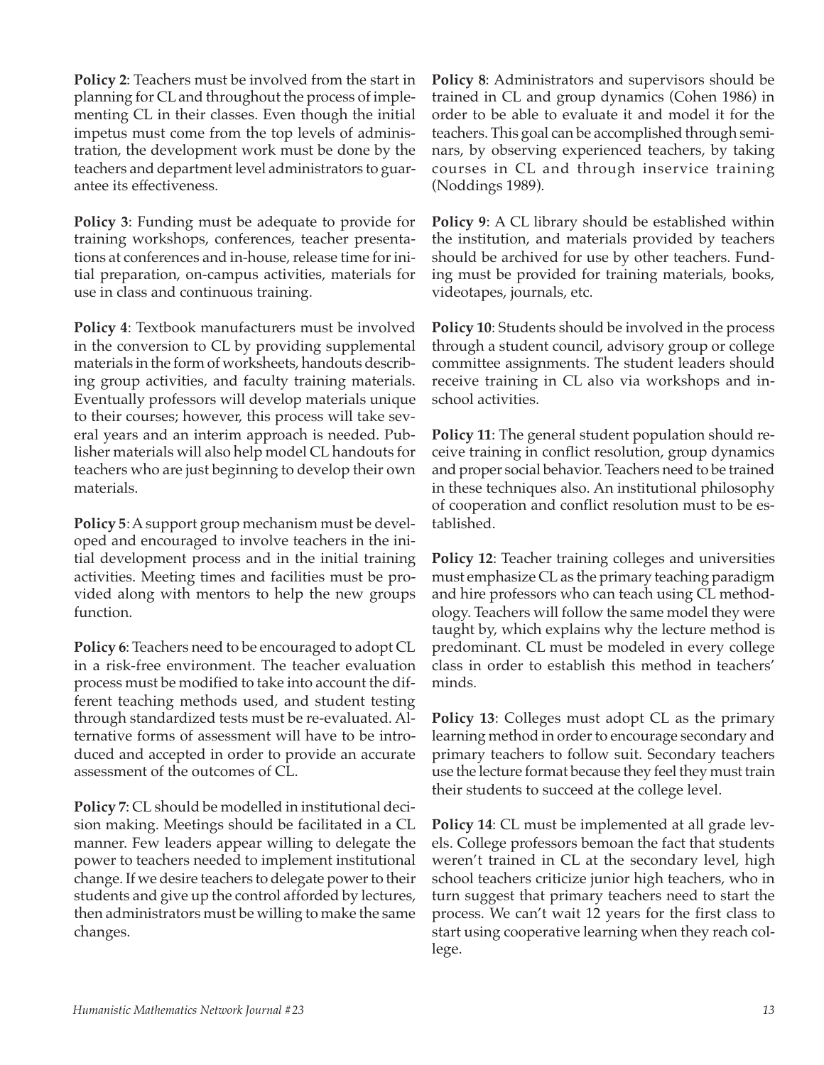**Policy 2**: Teachers must be involved from the start in planning for CL and throughout the process of implementing CL in their classes. Even though the initial impetus must come from the top levels of administration, the development work must be done by the teachers and department level administrators to guarantee its effectiveness.

**Policy 3**: Funding must be adequate to provide for training workshops, conferences, teacher presentations at conferences and in-house, release time for initial preparation, on-campus activities, materials for use in class and continuous training.

**Policy 4**: Textbook manufacturers must be involved in the conversion to CL by providing supplemental materials in the form of worksheets, handouts describing group activities, and faculty training materials. Eventually professors will develop materials unique to their courses; however, this process will take several years and an interim approach is needed. Publisher materials will also help model CL handouts for teachers who are just beginning to develop their own materials.

**Policy 5**: A support group mechanism must be developed and encouraged to involve teachers in the initial development process and in the initial training activities. Meeting times and facilities must be provided along with mentors to help the new groups function.

**Policy 6**: Teachers need to be encouraged to adopt CL in a risk-free environment. The teacher evaluation process must be modified to take into account the different teaching methods used, and student testing through standardized tests must be re-evaluated. Alternative forms of assessment will have to be introduced and accepted in order to provide an accurate assessment of the outcomes of CL.

**Policy 7**: CL should be modelled in institutional decision making. Meetings should be facilitated in a CL manner. Few leaders appear willing to delegate the power to teachers needed to implement institutional change. If we desire teachers to delegate power to their students and give up the control afforded by lectures, then administrators must be willing to make the same changes.

**Policy 8**: Administrators and supervisors should be trained in CL and group dynamics (Cohen 1986) in order to be able to evaluate it and model it for the teachers. This goal can be accomplished through seminars, by observing experienced teachers, by taking courses in CL and through inservice training (Noddings 1989).

**Policy 9**: A CL library should be established within the institution, and materials provided by teachers should be archived for use by other teachers. Funding must be provided for training materials, books, videotapes, journals, etc.

**Policy 10**: Students should be involved in the process through a student council, advisory group or college committee assignments. The student leaders should receive training in CL also via workshops and in-school activities.

**Policy 11**: The general student population should receive training in conflict resolution, group dynamics and proper social behavior. Teachers need to be trained in these techniques also. An institutional philosophy of cooperation and conflict resolution must to be established.

**Policy 12**: Teacher training colleges and universities must emphasize CL as the primary teaching paradigm and hire professors who can teach using CL methodology. Teachers will follow the same model they were taught by, which explains why the lecture method is predominant. CL must be modeled in every college class in order to establish this method in teachers' minds.

**Policy 13**: Colleges must adopt CL as the primary learning method in order to encourage secondary and primary teachers to follow suit. Secondary teachers use the lecture format because they feel they must train their students to succeed at the college level.

**Policy 14**: CL must be implemented at all grade levels. College professors bemoan the fact that students weren't trained in CL at the secondary level, high school teachers criticize junior high teachers, who in turn suggest that primary teachers need to start the process. We can't wait 12 years for the first class to start using cooperative learning when they reach college.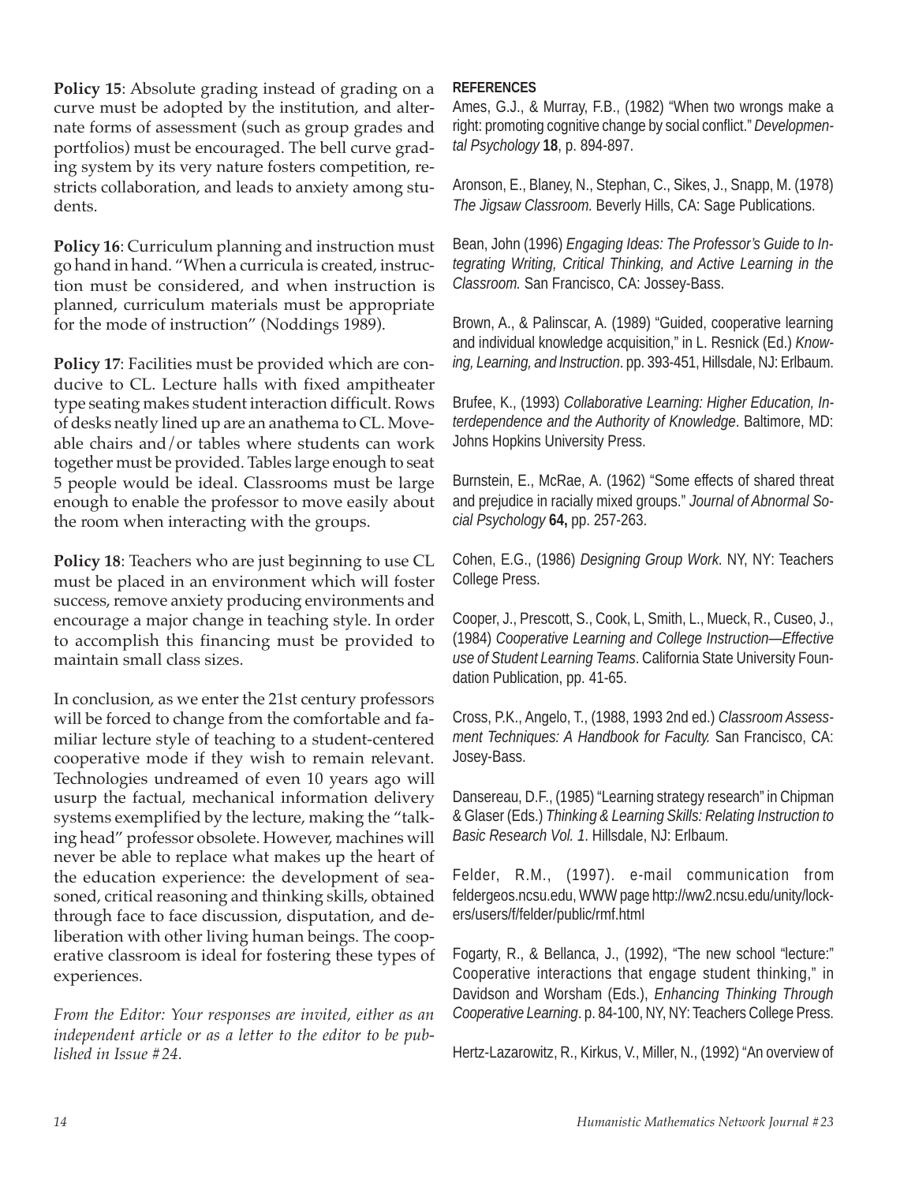**Policy 15**: Absolute grading instead of grading on a curve must be adopted by the institution, and alternate forms of assessment (such as group grades and portfolios) must be encouraged. The bell curve grading system by its very nature fosters competition, restricts collaboration, and leads to anxiety among students.

**Policy 16**: Curriculum planning and instruction must go hand in hand. "When a curricula is created, instruction must be considered, and when instruction is planned, curriculum materials must be appropriate for the mode of instruction" (Noddings 1989).

**Policy 17**: Facilities must be provided which are conducive to CL. Lecture halls with fixed ampitheater type seating makes student interaction difficult. Rows of desks neatly lined up are an anathema to CL. Moveable chairs and/or tables where students can work together must be provided. Tables large enough to seat 5 people would be ideal. Classrooms must be large enough to enable the professor to move easily about the room when interacting with the groups.

**Policy 18**: Teachers who are just beginning to use CL must be placed in an environment which will foster success, remove anxiety producing environments and encourage a major change in teaching style. In order to accomplish this financing must be provided to maintain small class sizes.

In conclusion, as we enter the 21st century professors will be forced to change from the comfortable and familiar lecture style of teaching to a student-centered cooperative mode if they wish to remain relevant. Technologies undreamed of even 10 years ago will usurp the factual, mechanical information delivery systems exemplified by the lecture, making the "talking head" professor obsolete. However, machines will never be able to replace what makes up the heart of the education experience: the development of seasoned, critical reasoning and thinking skills, obtained through face to face discussion, disputation, and deliberation with other living human beings. The cooperative classroom is ideal for fostering these types of experiences.

*From the Editor: Your responses are invited, either as an independent article or as a letter to the editor to be published in Issue #24.*

**REFERENCES**

Ames, G.J., & Murray, F.B., (1982) "When two wrongs make a right: promoting cognitive change by social conflict." *Developmental Psychology* **18**, p. 894-897.

Aronson, E., Blaney, N., Stephan, C., Sikes, J., Snapp, M. (1978) *The Jigsaw Classroom.* Beverly Hills, CA: Sage Publications.

Bean, John (1996) *Engaging Ideas: The Professor's Guide to Integrating Writing, Critical Thinking, and Active Learning in the Classroom.* San Francisco, CA: Jossey-Bass.

Brown, A., & Palinscar, A. (1989) "Guided, cooperative learning and individual knowledge acquisition," in L. Resnick (Ed.) *Knowing, Learning, and Instruction*. pp. 393-451, Hillsdale, NJ: Erlbaum.

Brufee, K., (1993) *Collaborative Learning: Higher Education, Interdependence and the Authority of Knowledge*. Baltimore, MD: Johns Hopkins University Press.

Burnstein, E., McRae, A. (1962) "Some effects of shared threat and prejudice in racially mixed groups." *Journal of Abnormal Social Psychology* **64,** pp. 257-263.

Cohen, E.G., (1986) *Designing Group Work*. NY, NY: Teachers College Press.

Cooper, J., Prescott, S., Cook, L, Smith, L., Mueck, R., Cuseo, J., (1984) *Cooperative Learning and College Instruction—Effective use of Student Learning Teams*. California State University Foundation Publication, pp. 41-65.

Cross, P.K., Angelo, T., (1988, 1993 2nd ed.) *Classroom Assessment Techniques: A Handbook for Faculty.* San Francisco, CA: Josey-Bass.

Dansereau, D.F., (1985) "Learning strategy research" in Chipman & Glaser (Eds.) *Thinking & Learning Skills: Relating Instruction to Basic Research Vol. 1*. Hillsdale, NJ: Erlbaum.

Felder, R.M., (1997). e-mail communication from feldergeos.ncsu.edu, WWW page http://ww2.ncsu.edu/unity/lockers/users/f/felder/public/rmf.html

Fogarty, R., & Bellanca, J., (1992), "The new school "lecture:" Cooperative interactions that engage student thinking," in Davidson and Worsham (Eds.), *Enhancing Thinking Through Cooperative Learning*. p. 84-100, NY, NY: Teachers College Press.

Hertz-Lazarowitz, R., Kirkus, V., Miller, N., (1992) "An overview of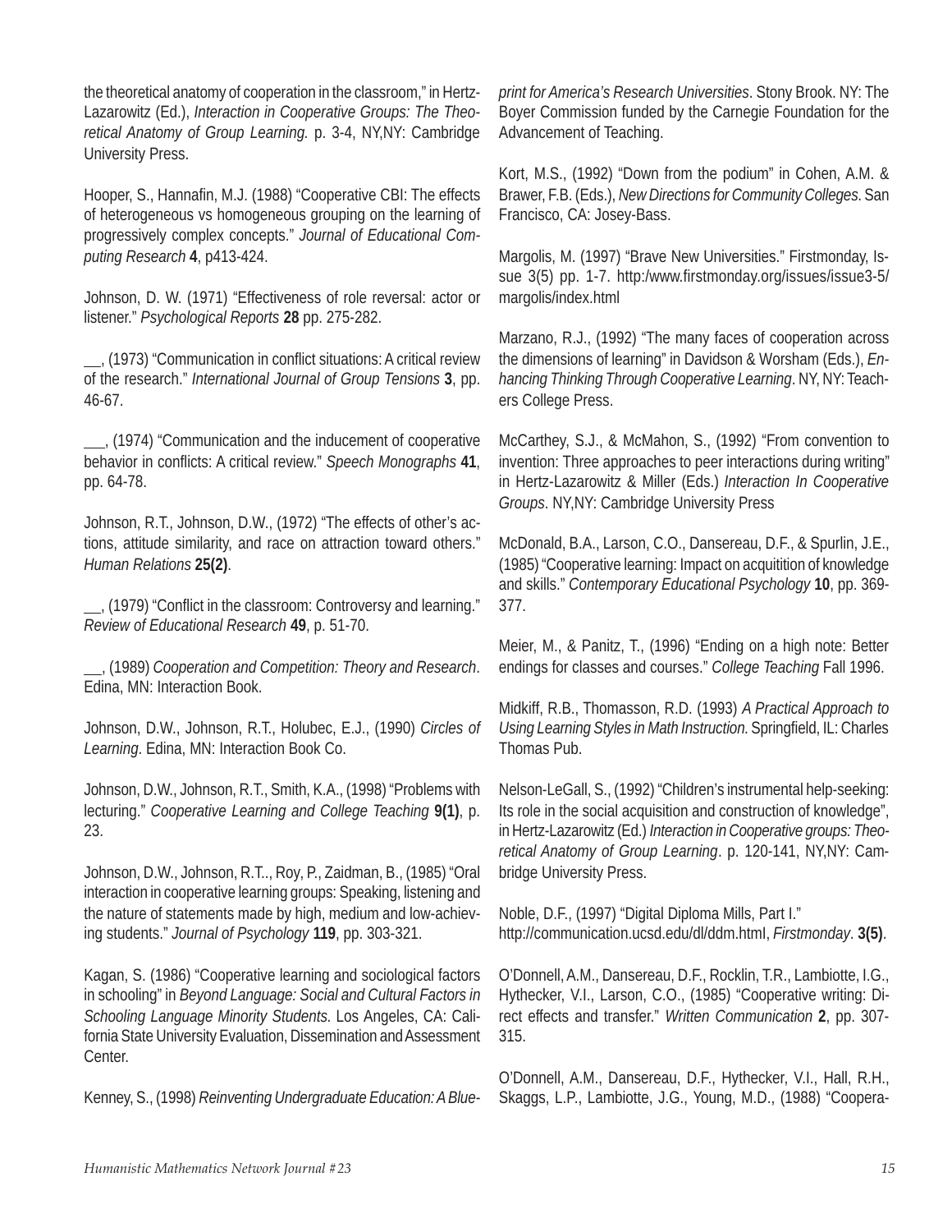the theoretical anatomy of cooperation in the classroom," in Hertz-Lazarowitz (Ed.), *Interaction in Cooperative Groups: The Theoretical Anatomy of Group Learning.* p. 3-4, NY,NY: Cambridge University Press.

Hooper, S., Hannafin, M.J. (1988) "Cooperative CBI: The effects of heterogeneous vs homogeneous grouping on the learning of progressively complex concepts." *Journal of Educational Computing Research* **4**, p413-424.

Johnson, D. W. (1971) "Effectiveness of role reversal: actor or listener." *Psychological Reports* **28** pp. 275-282.

__, (1973) "Communication in conflict situations: A critical review of the research." *International Journal of Group Tensions* **3**, pp. 46-67.

___, (1974) "Communication and the inducement of cooperative behavior in conflicts: A critical review." *Speech Monographs* **41**, pp. 64-78.

Johnson, R.T., Johnson, D.W., (1972) "The effects of other's actions, attitude similarity, and race on attraction toward others." *Human Relations* **25(2)**.

__, (1979) "Conflict in the classroom: Controversy and learning." *Review of Educational Research* **49**, p. 51-70.

__, (1989) *Cooperation and Competition: Theory and Research*. Edina, MN: Interaction Book.

Johnson, D.W., Johnson, R.T., Holubec, E.J., (1990) *Circles of Learning*. Edina, MN: Interaction Book Co.

Johnson, D.W., Johnson, R.T., Smith, K.A., (1998) "Problems with lecturing." *Cooperative Learning and College Teaching* **9(1)**, p. 23.

Johnson, D.W., Johnson, R.T.., Roy, P., Zaidman, B., (1985) "Oral interaction in cooperative learning groups: Speaking, listening and the nature of statements made by high, medium and low-achieving students." *Journal of Psychology* **119**, pp. 303-321.

Kagan, S. (1986) "Cooperative learning and sociological factors in schooling" in *Beyond Language: Social and Cultural Factors in Schooling Language Minority Students.* Los Angeles, CA: California State University Evaluation, Dissemination and Assessment Center.

Kenney, S., (1998) *Reinventing Undergraduate Education: A Blueprint for America's Research Universities*. Stony Brook. NY: The Boyer Commission funded by the Carnegie Foundation for the Advancement of Teaching.

Kort, M.S., (1992) "Down from the podium" in Cohen, A.M. & Brawer, F.B. (Eds.), *New Directions for Community Colleges.* San Francisco, CA: Josey-Bass.

Margolis, M. (1997) "Brave New Universities." Firstmonday, Issue 3(5) pp. 1-7. http:/www.firstmonday.org/issues/issue3-5/margolis/index.html

Marzano, R.J., (1992) "The many faces of cooperation across the dimensions of learning" in Davidson & Worsham (Eds.), *Enhancing Thinking Through Cooperative Learning*. NY, NY: Teachers College Press.

McCarthey, S.J., & McMahon, S., (1992) "From convention to invention: Three approaches to peer interactions during writing" in Hertz-Lazarowitz & Miller (Eds.) *Interaction In Cooperative Groups*. NY,NY: Cambridge University Press

McDonald, B.A., Larson, C.O., Dansereau, D.F., & Spurlin, J.E., (1985) "Cooperative learning: Impact on acquitition of knowledge and skills." *Contemporary Educational Psychology* **10**, pp. 369-377.

Meier, M., & Panitz, T., (1996) "Ending on a high note: Better endings for classes and courses." *College Teaching* Fall 1996.

Midkiff, R.B., Thomasson, R.D. (1993) *A Practical Approach to Using Learning Styles in Math Instruction.* Springfield, IL: Charles Thomas Pub.

Nelson-LeGall, S., (1992) "Children's instrumental help-seeking: Its role in the social acquisition and construction of knowledge", in Hertz-Lazarowitz (Ed.) *Interaction in Cooperative groups: Theoretical Anatomy of Group Learning*. p. 120-141, NY,NY: Cambridge University Press.

Noble, D.F., (1997) "Digital Diploma Mills, Part I." http://communication.ucsd.edu/dl/ddm.html, *Firstmonday*. **3(5)**.

O'Donnell, A.M., Dansereau, D.F., Rocklin, T.R., Lambiotte, I.G., Hythecker, V.I., Larson, C.O., (1985) "Cooperative writing: Direct effects and transfer." *Written Communication* **2**, pp. 307-315.

O'Donnell, A.M., Dansereau, D.F., Hythecker, V.I., Hall, R.H., Skaggs, L.P., Lambiotte, J.G., Young, M.D., (1988) "Coopera-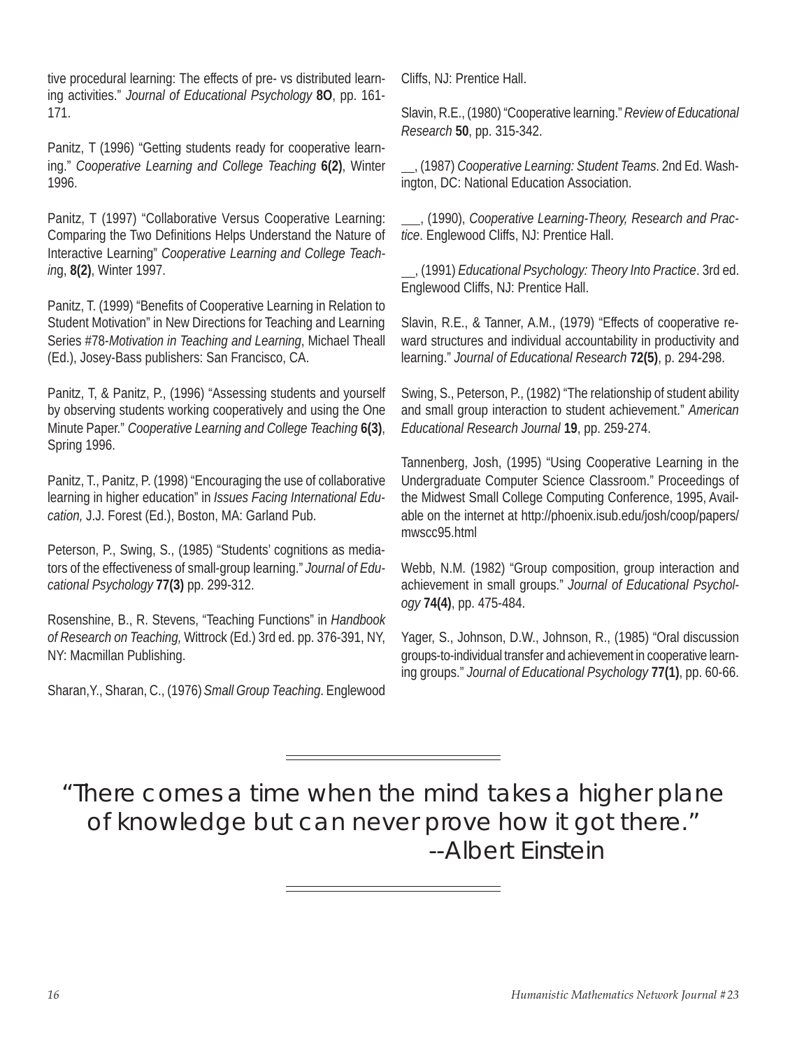tive procedural learning: The effects of pre- vs distributed learning activities." *Journal of Educational Psychology* **8O**, pp. 161-171.

Panitz, T (1996) "Getting students ready for cooperative learning." *Cooperative Learning and College Teaching* **6(2)**, Winter 1996.

Panitz, T (1997) "Collaborative Versus Cooperative Learning: Comparing the Two Definitions Helps Understand the Nature of Interactive Learning" *Cooperative Learning and College Teaching*, **8(2)**, Winter 1997.

Panitz, T. (1999) "Benefits of Cooperative Learning in Relation to Student Motivation" in New Directions for Teaching and Learning Series #78-*Motivation in Teaching and Learning*, Michael Theall (Ed.), Josey-Bass publishers: San Francisco, CA.

Panitz, T, & Panitz, P., (1996) "Assessing students and yourself by observing students working cooperatively and using the One Minute Paper." *Cooperative Learning and College Teaching* **6(3)**, Spring 1996.

Panitz, T., Panitz, P. (1998) "Encouraging the use of collaborative learning in higher education" in *Issues Facing International Education,* J.J. Forest (Ed.), Boston, MA: Garland Pub.

Peterson, P., Swing, S., (1985) "Students' cognitions as mediators of the effectiveness of small-group learning." *Journal of Educational Psychology* **77(3)** pp. 299-312.

Rosenshine, B., R. Stevens, "Teaching Functions" in *Handbook of Research on Teaching,* Wittrock (Ed.) 3rd ed. pp. 376-391, NY, NY: Macmillan Publishing.

Sharan,Y., Sharan, C., (1976) *Small Group Teaching*. Englewood Cliffs, NJ: Prentice Hall.

Slavin, R.E., (1980) "Cooperative learning." *Review of Educational Research* **50**, pp. 315-342.

__, (1987) *Cooperative Learning: Student Teams*. 2nd Ed. Washington, DC: National Education Association.

___, (1990), *Cooperative Learning-Theory, Research and Practice*. Englewood Cliffs, NJ: Prentice Hall.

__, (1991) *Educational Psychology: Theory Into Practice*. 3rd ed. Englewood Cliffs, NJ: Prentice Hall.

Slavin, R.E., & Tanner, A.M., (1979) "Effects of cooperative reward structures and individual accountability in productivity and learning." *Journal of Educational Research* **72(5)**, p. 294-298.

Swing, S., Peterson, P., (1982) "The relationship of student ability and small group interaction to student achievement." *American Educational Research Journal* **19**, pp. 259-274.

Tannenberg, Josh, (1995) "Using Cooperative Learning in the Undergraduate Computer Science Classroom." Proceedings of the Midwest Small College Computing Conference, 1995, Available on the internet at http://phoenix.isub.edu/josh/coop/papers/mwscc95.html

Webb, N.M. (1982) "Group composition, group interaction and achievement in small groups." *Journal of Educational Psychology* **74(4)**, pp. 475-484.

Yager, S., Johnson, D.W., Johnson, R., (1985) "Oral discussion groups-to-individual transfer and achievement in cooperative learning groups." *Journal of Educational Psychology* **77(1)**, pp. 60-66.

---

"There comes a time when the mind takes a higher plane of knowledge but can never prove how it got there."
--Albert Einstein

---